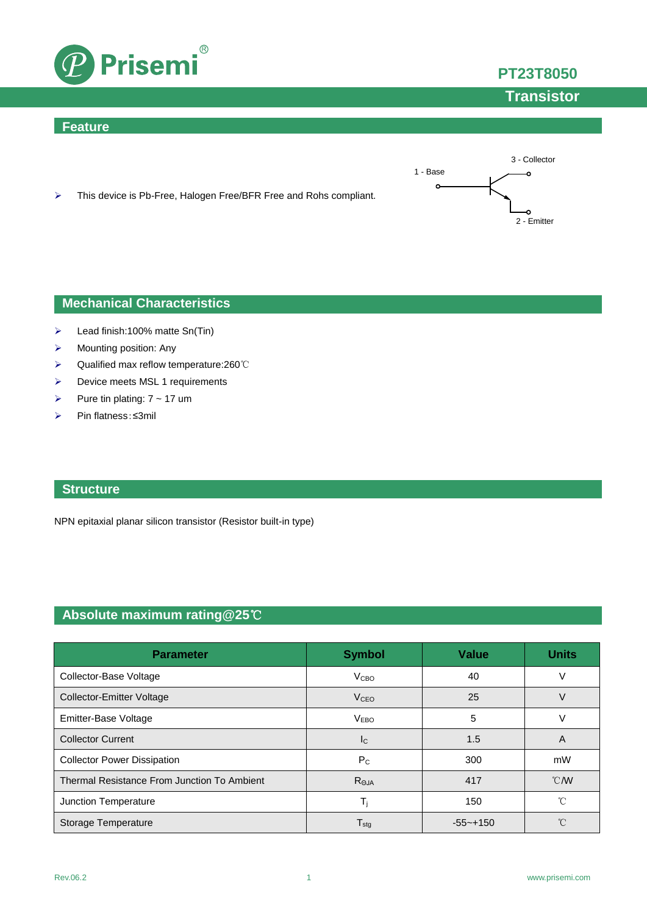# Prisemi

**PT23T8050**

**Transistor**

## Feature

- This device is Pb-Free, Halogen Free/BFR Free and Rohs compliant.

1 - Base
3 - Collector
2 - Emitter

## Mechanical Characteristics

- Lead finish:100% matte Sn(Tin)
- Mounting position: Any
- Qualified max reflow temperature:260℃
- Device meets MSL 1 requirements
- Pure tin plating: 7 ~ 17 um
- Pin flatness:≤3mil

## Structure

NPN epitaxial planar silicon transistor (Resistor built-in type)

## Absolute maximum rating@25℃

| Parameter | Symbol | Value | Units |
|---|---|---|---|
| Collector-Base Voltage | $V_{CBO}$ | 40 | V |
| Collector-Emitter Voltage | $V_{CEO}$ | 25 | V |
| Emitter-Base Voltage | $V_{EBO}$ | 5 | V |
| Collector Current | $I_C$ | 1.5 | A |
| Collector Power Dissipation | $P_C$ | 300 | mW |
| Thermal Resistance From Junction To Ambient | $R_{\Theta JA}$ | 417 | ℃/W |
| Junction Temperature | $T_j$ | 150 | ℃ |
| Storage Temperature | $T_{stg}$ | -55~+150 | ℃ |

Rev.06.2 www.prisemi.com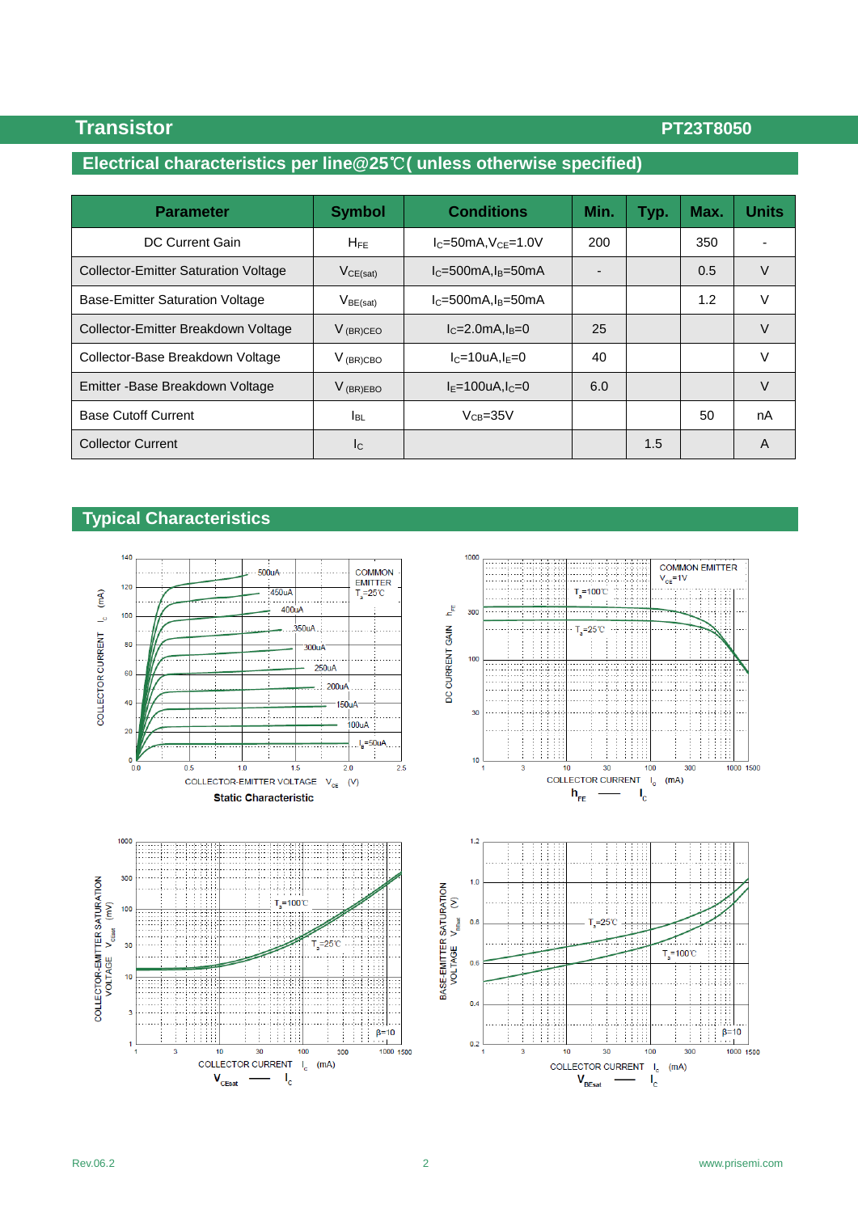## Electrical characteristics per line@25℃( unless otherwise specified)

| Parameter | Symbol | Conditions | Min. | Typ. | Max. | Units |
|---|---|---|---|---|---|---|
| DC Current Gain | $H_{FE}$ | $I_C$=50mA,$V_{CE}$=1.0V | 200 | | 350 | - |
| Collector-Emitter Saturation Voltage | $V_{CE(sat)}$ | $I_C$=500mA,$I_B$=50mA | - | | 0.5 | V |
| Base-Emitter Saturation Voltage | $V_{BE(sat)}$ | $I_C$=500mA,$I_B$=50mA | | | 1.2 | V |
| Collector-Emitter Breakdown Voltage | $V_{(BR)CEO}$ | $I_C$=2.0mA,$I_B$=0 | 25 | | | V |
| Collector-Base Breakdown Voltage | $V_{(BR)CBO}$ | $I_C$=10uA,$I_E$=0 | 40 | | | V |
| Emitter -Base Breakdown Voltage | $V_{(BR)EBO}$ | $I_E$=100uA,$I_C$=0 | 6.0 | | | V |
| Base Cutoff Current | $I_{BL}$ | $V_{CB}$=35V | | | 50 | nA |
| Collector Current | $I_C$ | | | 1.5 | | A |

## Typical Characteristics

Static Characteristic

$h_{FE}$ — $I_C$

$V_{CEsat}$ — $I_C$

$V_{BEsat}$ — $I_C$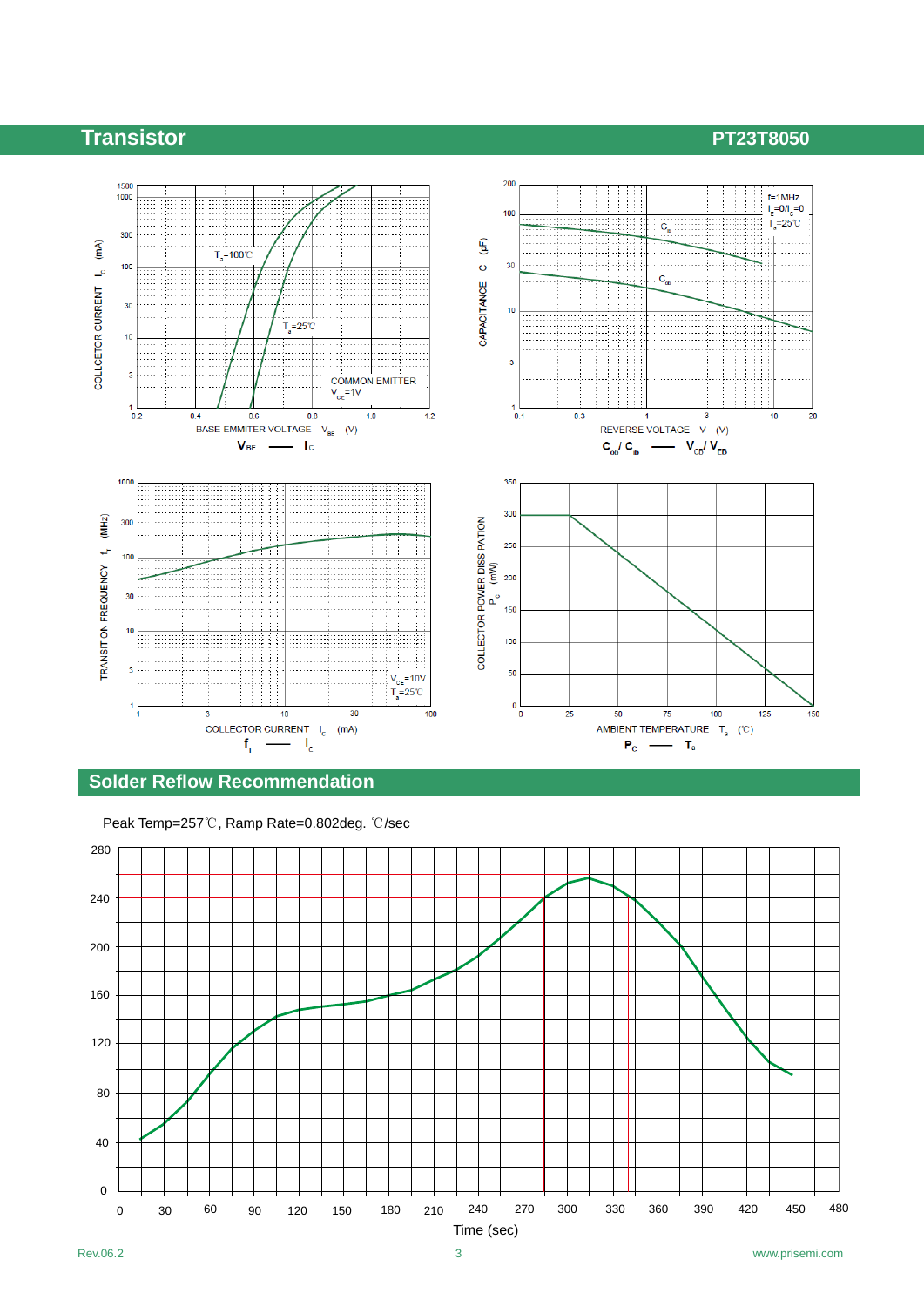## Solder Reflow Recommendation

Peak Temp=257℃, Ramp Rate=0.802deg. ℃/sec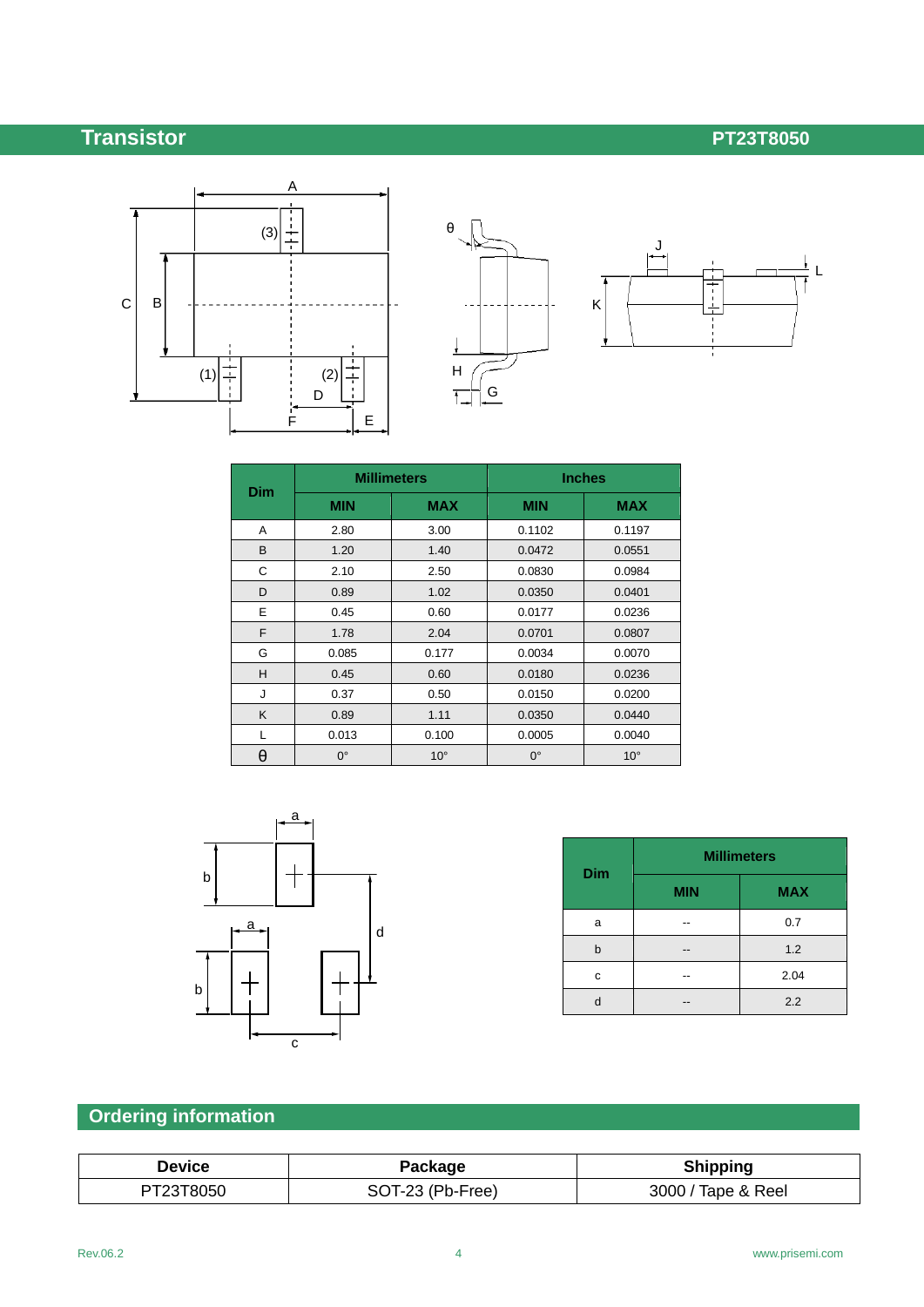| Dim | Millimeters | | Inches | |
|---|---|---|---|---|
| | MIN | MAX | MIN | MAX |
| A | 2.80 | 3.00 | 0.1102 | 0.1197 |
| B | 1.20 | 1.40 | 0.0472 | 0.0551 |
| C | 2.10 | 2.50 | 0.0830 | 0.0984 |
| D | 0.89 | 1.02 | 0.0350 | 0.0401 |
| E | 0.45 | 0.60 | 0.0177 | 0.0236 |
| F | 1.78 | 2.04 | 0.0701 | 0.0807 |
| G | 0.085 | 0.177 | 0.0034 | 0.0070 |
| H | 0.45 | 0.60 | 0.0180 | 0.0236 |
| J | 0.37 | 0.50 | 0.0150 | 0.0200 |
| K | 0.89 | 1.11 | 0.0350 | 0.0440 |
| L | 0.013 | 0.100 | 0.0005 | 0.0040 |
| θ | 0° | 10° | 0° | 10° |

| Dim | Millimeters | |
|---|---|---|
| | MIN | MAX |
| a | -- | 0.7 |
| b | -- | 1.2 |
| c | -- | 2.04 |
| d | -- | 2.2 |

## Ordering information

| Device | Package | Shipping |
|---|---|---|
| PT23T8050 | SOT-23 (Pb-Free) | 3000 / Tape & Reel |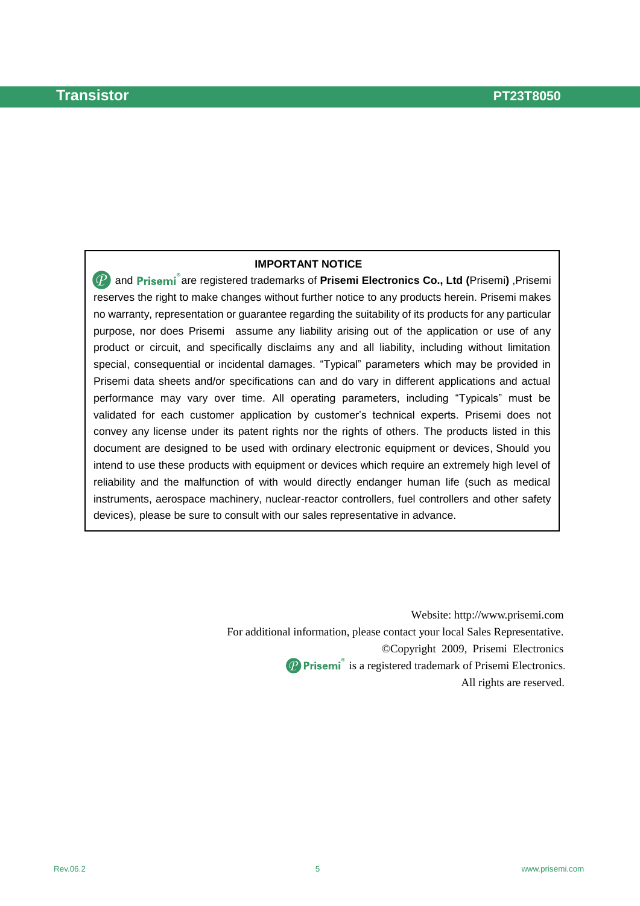## IMPORTANT NOTICE

and **Prisemi**® are registered trademarks of **Prisemi Electronics Co., Ltd (**Prisemi**)** ,Prisemi reserves the right to make changes without further notice to any products herein. Prisemi makes no warranty, representation or guarantee regarding the suitability of its products for any particular purpose, nor does Prisemi assume any liability arising out of the application or use of any product or circuit, and specifically disclaims any and all liability, including without limitation special, consequential or incidental damages. "Typical" parameters which may be provided in Prisemi data sheets and/or specifications can and do vary in different applications and actual performance may vary over time. All operating parameters, including "Typicals" must be validated for each customer application by customer's technical experts. Prisemi does not convey any license under its patent rights nor the rights of others. The products listed in this document are designed to be used with ordinary electronic equipment or devices, Should you intend to use these products with equipment or devices which require an extremely high level of reliability and the malfunction of with would directly endanger human life (such as medical instruments, aerospace machinery, nuclear-reactor controllers, fuel controllers and other safety devices), please be sure to consult with our sales representative in advance.

Website: http://www.prisemi.com

For additional information, please contact your local Sales Representative.

©Copyright 2009, Prisemi Electronics

Prisemi® is a registered trademark of Prisemi Electronics.

All rights are reserved.